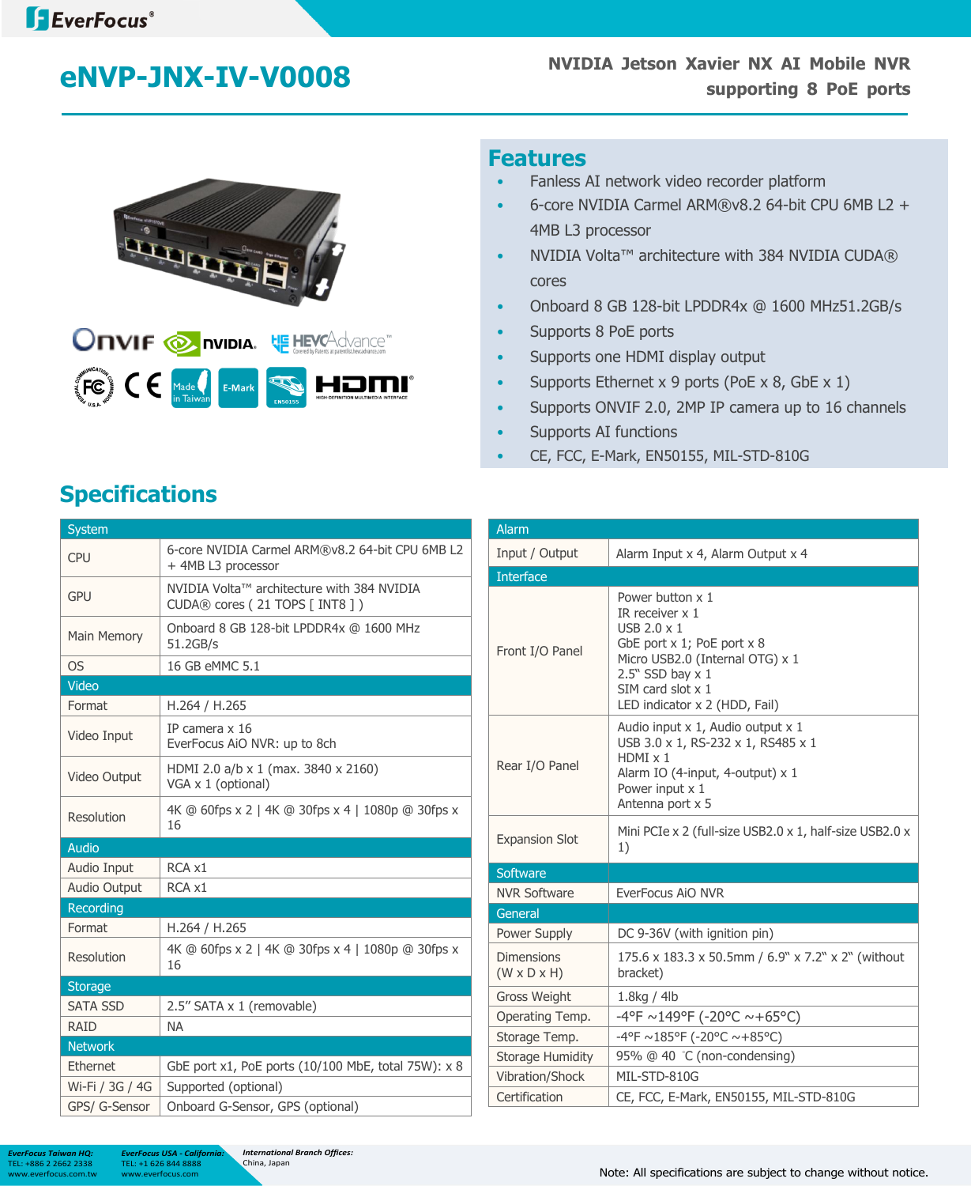# eNVP-JNX-IV-V0008

**NVIDIA Jetson Xavier NX AI Mobile NVR supporting 8 PoE ports**

## Features

- Fanless AI network video recorder platform
- 6-core NVIDIA Carmel ARM®v8.2 64-bit CPU 6MB L2 + 4MB L3 processor
- NVIDIA Volta™ architecture with 384 NVIDIA CUDA® cores
- Onboard 8 GB 128-bit LPDDR4x @ 1600 MHz51.2GB/s
- Supports 8 PoE ports
- Supports one HDMI display output
- Supports Ethernet x 9 ports (PoE x 8, GbE x 1)
- Supports ONVIF 2.0, 2MP IP camera up to 16 channels
- Supports AI functions
- CE, FCC, E-Mark, EN50155, MIL-STD-810G

## Specifications

| System | |
|---|---|
| CPU | 6-core NVIDIA Carmel ARM®v8.2 64-bit CPU 6MB L2 + 4MB L3 processor |
| GPU | NVIDIA Volta™ architecture with 384 NVIDIA CUDA® cores ( 21 TOPS [ INT8 ] ) |
| Main Memory | Onboard 8 GB 128-bit LPDDR4x @ 1600 MHz 51.2GB/s |
| OS | 16 GB eMMC 5.1 |
| **Video** | |
| Format | H.264 / H.265 |
| Video Input | IP camera x 16<br>EverFocus AiO NVR: up to 8ch |
| Video Output | HDMI 2.0 a/b x 1 (max. 3840 x 2160)<br>VGA x 1 (optional) |
| Resolution | 4K @ 60fps x 2 \| 4K @ 30fps x 4 \| 1080p @ 30fps x 16 |
| **Audio** | |
| Audio Input | RCA x1 |
| Audio Output | RCA x1 |
| **Recording** | |
| Format | H.264 / H.265 |
| Resolution | 4K @ 60fps x 2 \| 4K @ 30fps x 4 \| 1080p @ 30fps x 16 |
| **Storage** | |
| SATA SSD | 2.5" SATA x 1 (removable) |
| RAID | NA |
| **Network** | |
| Ethernet | GbE port x1, PoE ports (10/100 MbE, total 75W): x 8 |
| Wi-Fi / 3G / 4G | Supported (optional) |
| GPS/ G-Sensor | Onboard G-Sensor, GPS (optional) |

| Alarm | |
|---|---|
| Input / Output | Alarm Input x 4, Alarm Output x 4 |
| **Interface** | |
| Front I/O Panel | Power button x 1<br>IR receiver x 1<br>USB 2.0 x 1<br>GbE port x 1; PoE port x 8<br>Micro USB2.0 (Internal OTG) x 1<br>2.5" SSD bay x 1<br>SIM card slot x 1<br>LED indicator x 2 (HDD, Fail) |
| Rear I/O Panel | Audio input x 1, Audio output x 1<br>USB 3.0 x 1, RS-232 x 1, RS485 x 1<br>HDMI x 1<br>Alarm IO (4-input, 4-output) x 1<br>Power input x 1<br>Antenna port x 5 |
| Expansion Slot | Mini PCIe x 2 (full-size USB2.0 x 1, half-size USB2.0 x 1) |
| **Software** | |
| NVR Software | EverFocus AiO NVR |
| **General** | |
| Power Supply | DC 9-36V (with ignition pin) |
| Dimensions (W x D x H) | 175.6 x 183.3 x 50.5mm / 6.9" x 7.2" x 2" (without bracket) |
| Gross Weight | 1.8kg / 4lb |
| Operating Temp. | -4°F ~149°F (-20°C ~+65°C) |
| Storage Temp. | -4°F ~185°F (-20°C ~+85°C) |
| Storage Humidity | 95% @ 40 ℃ (non-condensing) |
| Vibration/Shock | MIL-STD-810G |
| Certification | CE, FCC, E-Mark, EN50155, MIL-STD-810G |

**EverFocus Taiwan HQ:** TEL: +886 2 2662 2338 www.everfocus.com.tw

**EverFocus USA - California:** TEL: +1 626 844 8888 www.everfocus.com

**International Branch Offices:** China, Japan

Note: All specifications are subject to change without notice.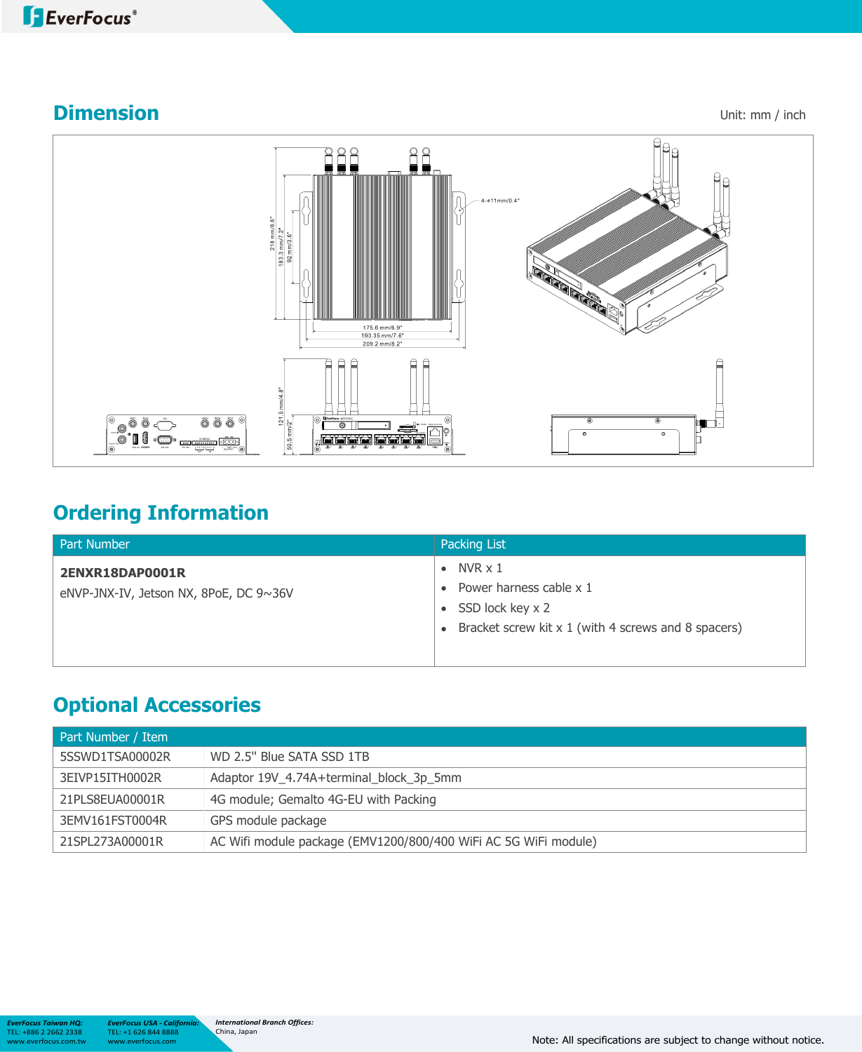## Dimension

Unit: mm / inch

4-ø11mm/0.4"

218 mm/8.6"

183.3 mm/7.2"

92 mm/3.6"

175.6 mm/6.9"

193.35 mm/7.6"

209.2 mm/8.2"

121.5 mm/4.8"

50.5 mm/2"

## Ordering Information

| Part Number | Packing List |
| --- | --- |
| **2ENXR18DAP0001R**<br>eNVP-JNX-IV, Jetson NX, 8PoE, DC 9~36V | • NVR x 1<br>• Power harness cable x 1<br>• SSD lock key x 2<br>• Bracket screw kit x 1 (with 4 screws and 8 spacers) |

## Optional Accessories

| Part Number / Item | |
| --- | --- |
| 5SSWD1TSA00002R | WD 2.5" Blue SATA SSD 1TB |
| 3EIVP15ITH0002R | Adaptor 19V_4.74A+terminal_block_3p_5mm |
| 21PLS8EUA00001R | 4G module; Gemalto 4G-EU with Packing |
| 3EMV161FST0004R | GPS module package |
| 21SPL273A00001R | AC Wifi module package (EMV1200/800/400 WiFi AC 5G WiFi module) |

Note: All specifications are subject to change without notice.